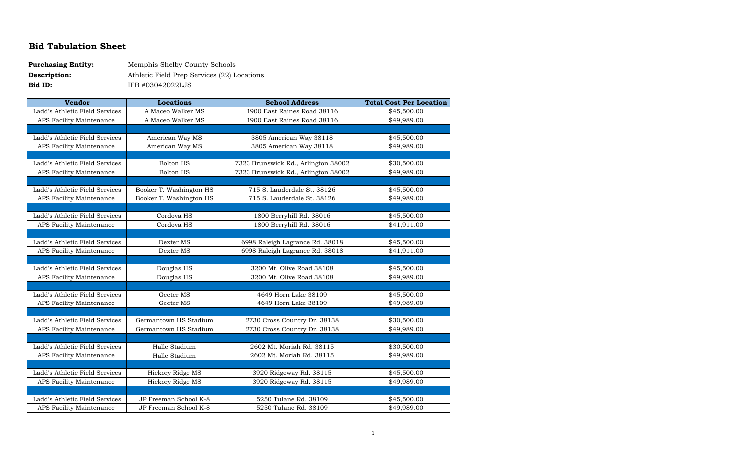## Bid Tabulation Sheet

| | |
|---|---|
| **Purchasing Entity:** | Memphis Shelby County Schools |
| **Description:** | Athletic Field Prep Services (22) Locations |
| **Bid ID:** | IFB #03042022LJS |

| Vendor | Locations | School Address | Total Cost Per Location |
|---|---|---|---|
| Ladd's Athletic Field Services | A Maceo Walker MS | 1900 East Raines Road 38116 | $45,500.00 |
| APS Facility Maintenance | A Maceo Walker MS | 1900 East Raines Road 38116 | $49,989.00 |
| | | | |
| Ladd's Athletic Field Services | American Way MS | 3805 American Way 38118 | $45,500.00 |
| APS Facility Maintenance | American Way MS | 3805 American Way 38118 | $49,989.00 |
| | | | |
| Ladd's Athletic Field Services | Bolton HS | 7323 Brunswick Rd., Arlington 38002 | $30,500.00 |
| APS Facility Maintenance | Bolton HS | 7323 Brunswick Rd., Arlington 38002 | $49,989.00 |
| | | | |
| Ladd's Athletic Field Services | Booker T. Washington HS | 715 S. Lauderdale St. 38126 | $45,500.00 |
| APS Facility Maintenance | Booker T. Washington HS | 715 S. Lauderdale St. 38126 | $49,989.00 |
| | | | |
| Ladd's Athletic Field Services | Cordova HS | 1800 Berryhill Rd. 38016 | $45,500.00 |
| APS Facility Maintenance | Cordova HS | 1800 Berryhill Rd. 38016 | $41,911.00 |
| | | | |
| Ladd's Athletic Field Services | Dexter MS | 6998 Raleigh Lagrance Rd. 38018 | $45,500.00 |
| APS Facility Maintenance | Dexter MS | 6998 Raleigh Lagrance Rd. 38018 | $41,911.00 |
| | | | |
| Ladd's Athletic Field Services | Douglas HS | 3200 Mt. Olive Road 38108 | $45,500.00 |
| APS Facility Maintenance | Douglas HS | 3200 Mt. Olive Road 38108 | $49,989.00 |
| | | | |
| Ladd's Athletic Field Services | Geeter MS | 4649 Horn Lake 38109 | $45,500.00 |
| APS Facility Maintenance | Geeter MS | 4649 Horn Lake 38109 | $49,989.00 |
| | | | |
| Ladd's Athletic Field Services | Germantown HS Stadium | 2730 Cross Country Dr. 38138 | $30,500.00 |
| APS Facility Maintenance | Germantown HS Stadium | 2730 Cross Country Dr. 38138 | $49,989.00 |
| | | | |
| Ladd's Athletic Field Services | Halle Stadium | 2602 Mt. Moriah Rd. 38115 | $30,500.00 |
| APS Facility Maintenance | Halle Stadium | 2602 Mt. Moriah Rd. 38115 | $49,989.00 |
| | | | |
| Ladd's Athletic Field Services | Hickory Ridge MS | 3920 Ridgeway Rd. 38115 | $45,500.00 |
| APS Facility Maintenance | Hickory Ridge MS | 3920 Ridgeway Rd. 38115 | $49,989.00 |
| | | | |
| Ladd's Athletic Field Services | JP Freeman School K-8 | 5250 Tulane Rd. 38109 | $45,500.00 |
| APS Facility Maintenance | JP Freeman School K-8 | 5250 Tulane Rd. 38109 | $49,989.00 |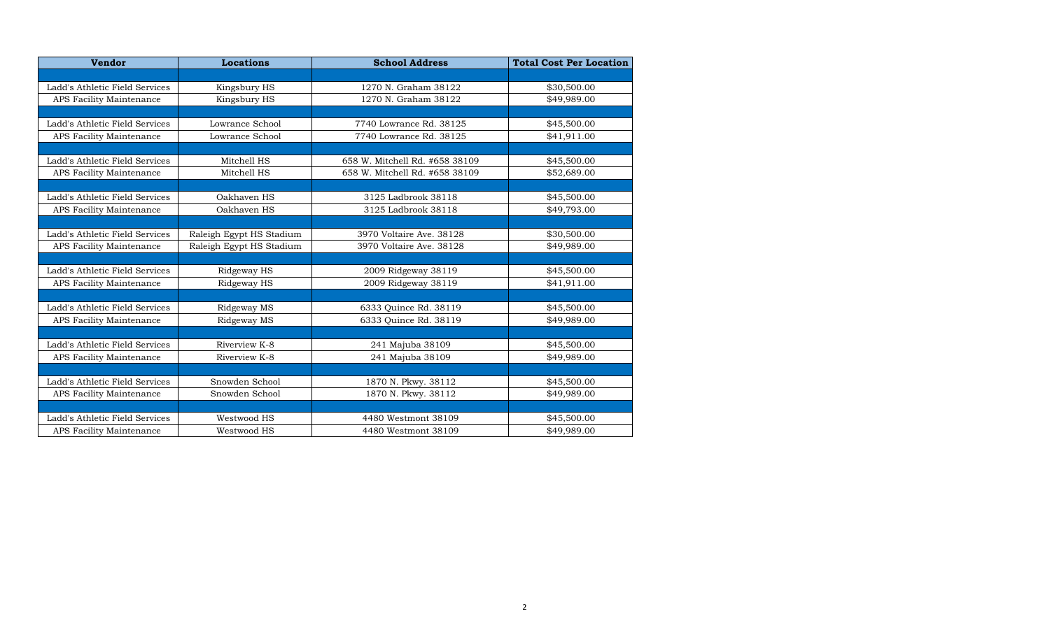| Vendor | Locations | School Address | Total Cost Per Location |
|---|---|---|---|
| | | | |
| Ladd's Athletic Field Services | Kingsbury HS | 1270 N. Graham 38122 | $30,500.00 |
| APS Facility Maintenance | Kingsbury HS | 1270 N. Graham 38122 | $49,989.00 |
| | | | |
| Ladd's Athletic Field Services | Lowrance School | 7740 Lowrance Rd. 38125 | $45,500.00 |
| APS Facility Maintenance | Lowrance School | 7740 Lowrance Rd. 38125 | $41,911.00 |
| | | | |
| Ladd's Athletic Field Services | Mitchell HS | 658 W. Mitchell Rd. #658 38109 | $45,500.00 |
| APS Facility Maintenance | Mitchell HS | 658 W. Mitchell Rd. #658 38109 | $52,689.00 |
| | | | |
| Ladd's Athletic Field Services | Oakhaven HS | 3125 Ladbrook 38118 | $45,500.00 |
| APS Facility Maintenance | Oakhaven HS | 3125 Ladbrook 38118 | $49,793.00 |
| | | | |
| Ladd's Athletic Field Services | Raleigh Egypt HS Stadium | 3970 Voltaire Ave. 38128 | $30,500.00 |
| APS Facility Maintenance | Raleigh Egypt HS Stadium | 3970 Voltaire Ave. 38128 | $49,989.00 |
| | | | |
| Ladd's Athletic Field Services | Ridgeway HS | 2009 Ridgeway 38119 | $45,500.00 |
| APS Facility Maintenance | Ridgeway HS | 2009 Ridgeway 38119 | $41,911.00 |
| | | | |
| Ladd's Athletic Field Services | Ridgeway MS | 6333 Quince Rd. 38119 | $45,500.00 |
| APS Facility Maintenance | Ridgeway MS | 6333 Quince Rd. 38119 | $49,989.00 |
| | | | |
| Ladd's Athletic Field Services | Riverview K-8 | 241 Majuba 38109 | $45,500.00 |
| APS Facility Maintenance | Riverview K-8 | 241 Majuba 38109 | $49,989.00 |
| | | | |
| Ladd's Athletic Field Services | Snowden School | 1870 N. Pkwy. 38112 | $45,500.00 |
| APS Facility Maintenance | Snowden School | 1870 N. Pkwy. 38112 | $49,989.00 |
| | | | |
| Ladd's Athletic Field Services | Westwood HS | 4480 Westmont 38109 | $45,500.00 |
| APS Facility Maintenance | Westwood HS | 4480 Westmont 38109 | $49,989.00 |